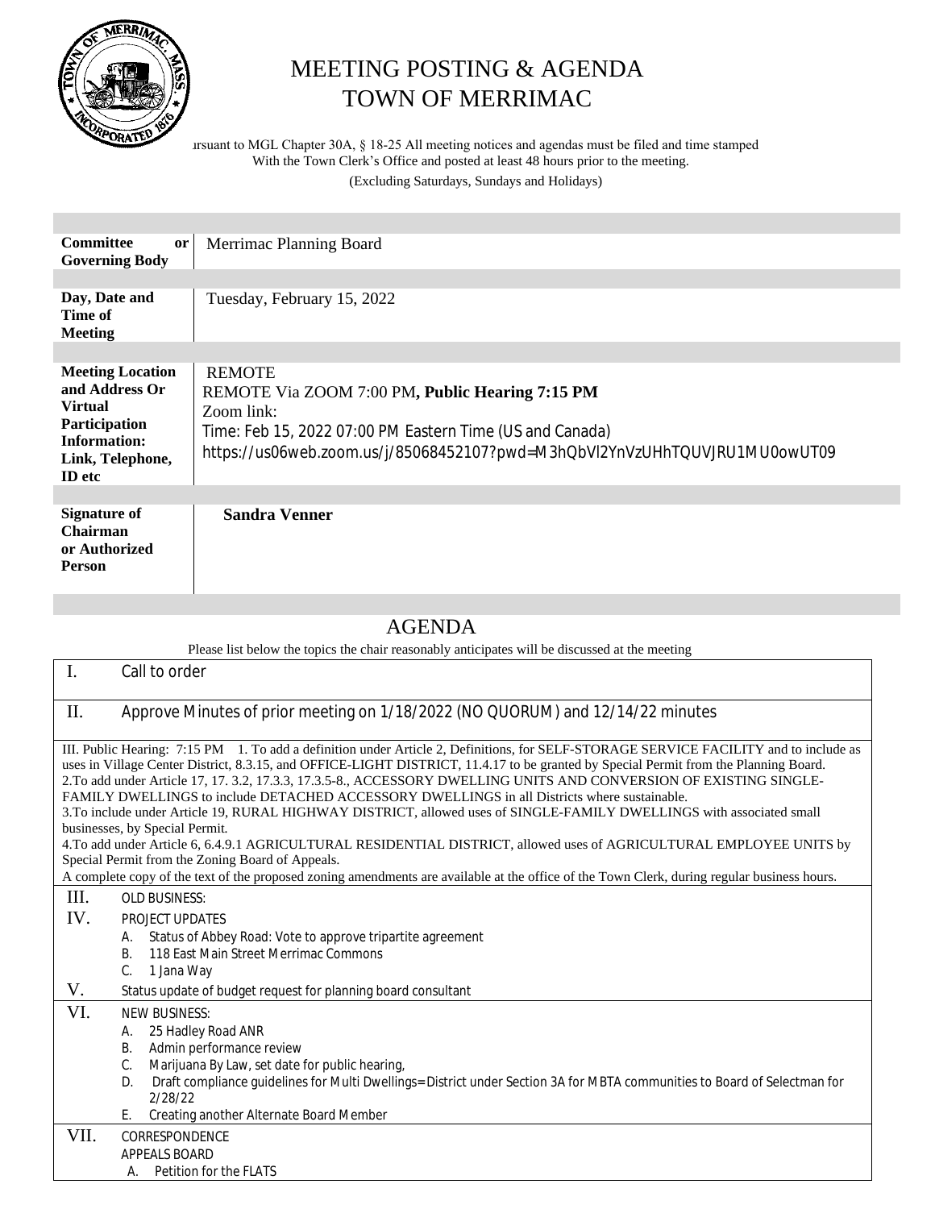# MEETING POSTING & AGENDA
# TOWN OF MERRIMAC

Pursuant to MGL Chapter 30A, § 18-25 All meeting notices and agendas must be filed and time stamped With the Town Clerk's Office and posted at least 48 hours prior to the meeting.

(Excluding Saturdays, Sundays and Holidays)

| | |
|---|---|
| **Committee or Governing Body** | Merrimac Planning Board |
| **Day, Date and Time of Meeting** | Tuesday, February 15, 2022 |
| **Meeting Location and Address Or Virtual Participation Information: Link, Telephone, ID etc** | REMOTE<br>REMOTE Via ZOOM 7:00 PM**, Public Hearing 7:15 PM**<br>Zoom link:<br>Time: Feb 15, 2022 07:00 PM Eastern Time (US and Canada)<br>https://us06web.zoom.us/j/85068452107?pwd=M3hQbVl2YnVzUHhTQUVJRU1MU0owUT09 |
| **Signature of Chairman or Authorized Person** | **Sandra Venner** |

## AGENDA

Please list below the topics the chair reasonably anticipates will be discussed at the meeting

I. Call to order

II. Approve Minutes of prior meeting on 1/18/2022 (NO QUORUM) and 12/14/22 minutes

III. Public Hearing: 7:15 PM 1. To add a definition under Article 2, Definitions, for SELF-STORAGE SERVICE FACILITY and to include as uses in Village Center District, 8.3.15, and OFFICE-LIGHT DISTRICT, 11.4.17 to be granted by Special Permit from the Planning Board.
2.To add under Article 17, 17. 3.2, 17.3.3, 17.3.5-8., ACCESSORY DWELLING UNITS AND CONVERSION OF EXISTING SINGLE-FAMILY DWELLINGS to include DETACHED ACCESSORY DWELLINGS in all Districts where sustainable.
3.To include under Article 19, RURAL HIGHWAY DISTRICT, allowed uses of SINGLE-FAMILY DWELLINGS with associated small businesses, by Special Permit.
4.To add under Article 6, 6.4.9.1 AGRICULTURAL RESIDENTIAL DISTRICT, allowed uses of AGRICULTURAL EMPLOYEE UNITS by Special Permit from the Zoning Board of Appeals.
A complete copy of the text of the proposed zoning amendments are available at the office of the Town Clerk, during regular business hours.

III. OLD BUSINESS:

IV. PROJECT UPDATES
  A. Status of Abbey Road: Vote to approve tripartite agreement
  B. 118 East Main Street Merrimac Commons
  C. 1 Jana Way

V. Status update of budget request for planning board consultant

VI. NEW BUSINESS:
  A. 25 Hadley Road ANR
  B. Admin performance review
  C. Marijuana By Law, set date for public hearing,
  D. Draft compliance guidelines for Multi Dwellings=District under Section 3A for MBTA communities to Board of Selectman for 2/28/22
  E. Creating another Alternate Board Member

VII. CORRESPONDENCE
APPEALS BOARD
  A. Petition for the FLATS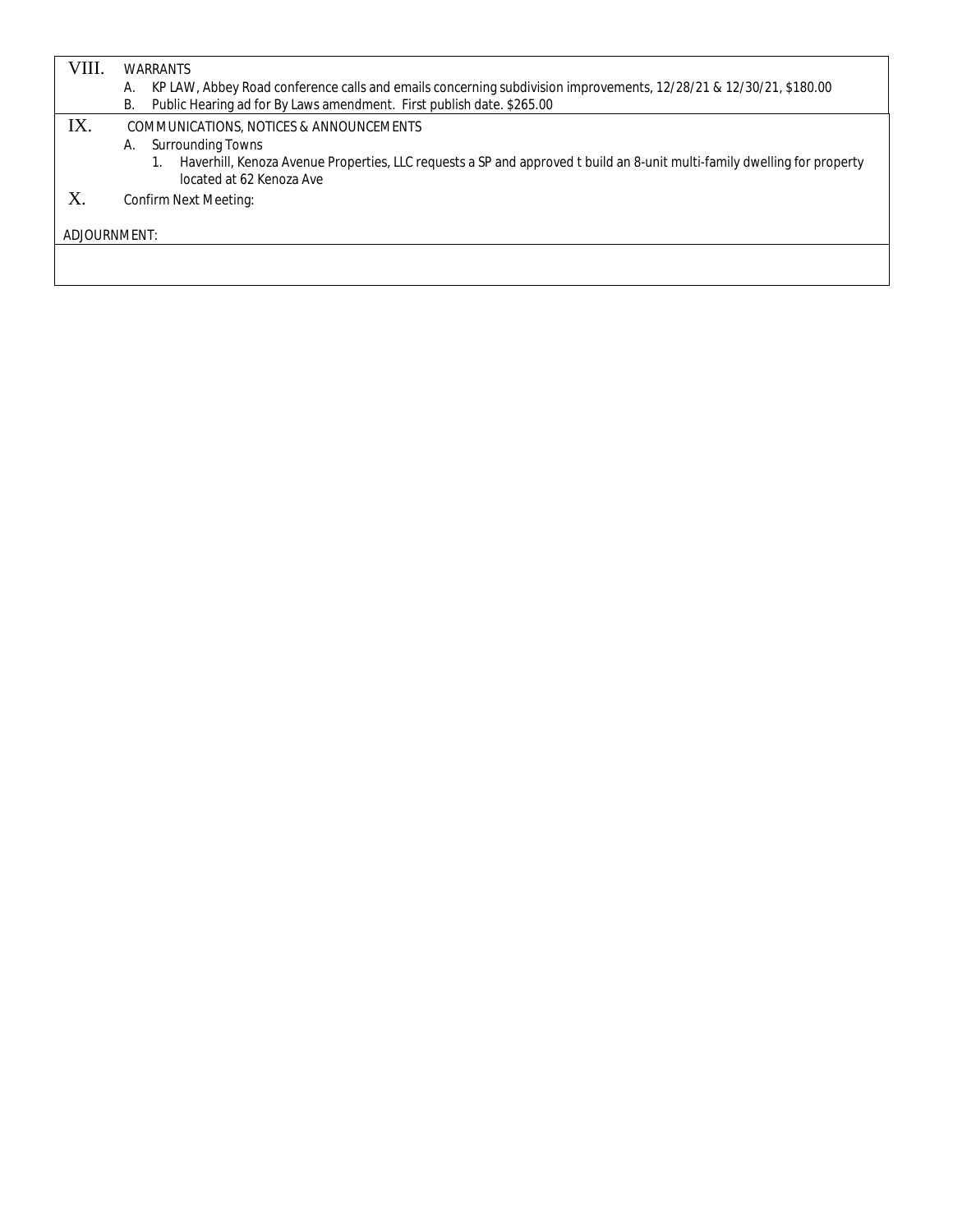## VIII. WARRANTS

A. KP LAW, Abbey Road conference calls and emails concerning subdivision improvements, 12/28/21 & 12/30/21, $180.00

B. Public Hearing ad for By Laws amendment. First publish date. $265.00

## IX. COMMUNICATIONS, NOTICES & ANNOUNCEMENTS

A. Surrounding Towns

1. Haverhill, Kenoza Avenue Properties, LLC requests a SP and approved t build an 8-unit multi-family dwelling for property located at 62 Kenoza Ave

## X. Confirm Next Meeting:

ADJOURNMENT: